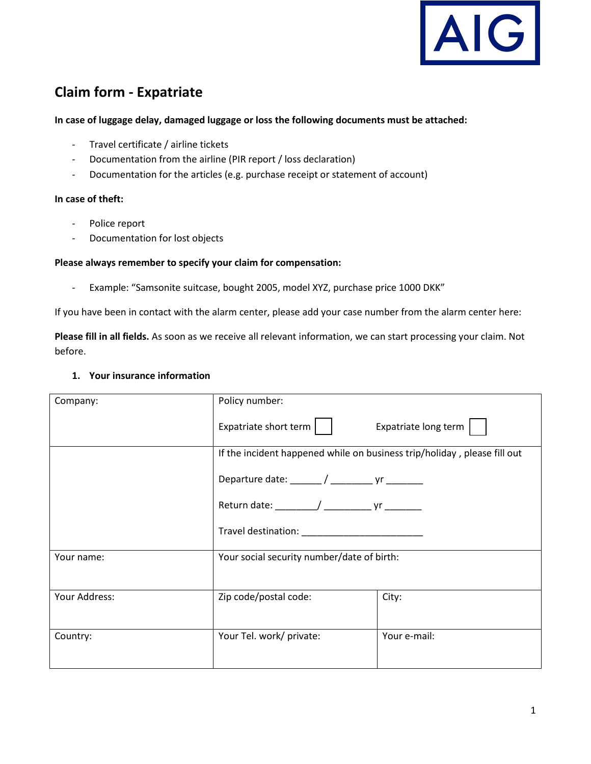# Claim form - Expatriate

**In case of luggage delay, damaged luggage or loss the following documents must be attached:**

- Travel certificate / airline tickets
- Documentation from the airline (PIR report / loss declaration)
- Documentation for the articles (e.g. purchase receipt or statement of account)

**In case of theft:**

- Police report
- Documentation for lost objects

**Please always remember to specify your claim for compensation:**

- Example: "Samsonite suitcase, bought 2005, model XYZ, purchase price 1000 DKK"

If you have been in contact with the alarm center, please add your case number from the alarm center here:

**Please fill in all fields.** As soon as we receive all relevant information, we can start processing your claim. Not before.

**1. Your insurance information**

| Company: | Policy number:<br><br>Expatriate short term ☐ Expatriate long term ☐ | |
|---|---|---|
| | If the incident happened while on business trip/holiday , please fill out<br><br>Departure date: ______ / ________ yr _______<br><br>Return date: ________/ _________ yr _______<br><br>Travel destination: _______________________ | |
| Your name: | Your social security number/date of birth: | |
| Your Address: | Zip code/postal code: | City: |
| Country: | Your Tel. work/ private: | Your e-mail: |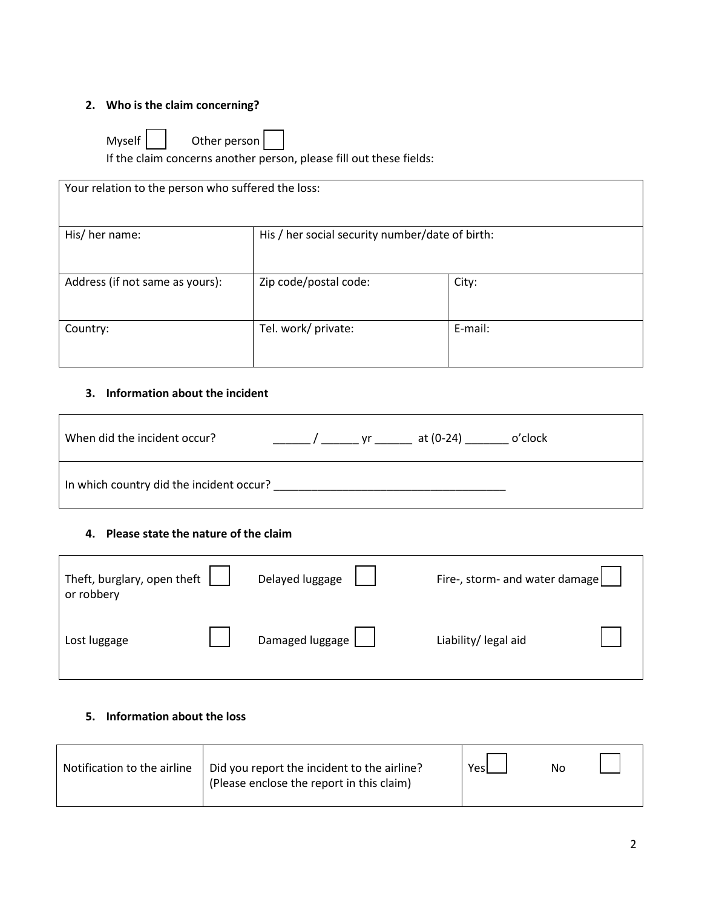**2. Who is the claim concerning?**

Myself ☐ Other person ☐

If the claim concerns another person, please fill out these fields:

| Your relation to the person who suffered the loss: | | |
|---|---|---|
| His/ her name: | His / her social security number/date of birth: | |
| Address (if not same as yours): | Zip code/postal code: | City: |
| Country: | Tel. work/ private: | E-mail: |

**3. Information about the incident**

| |
|---|
| When did the incident occur? ______ / ______ yr ______ at (0-24) _______ o'clock |
| In which country did the incident occur? ____________________________________ |

**4. Please state the nature of the claim**

| | | |
|---|---|---|
| Theft, burglary, open theft or robbery ☐ | Delayed luggage ☐ | Fire-, storm- and water damage ☐ |
| Lost luggage ☐ | Damaged luggage ☐ | Liability/ legal aid ☐ |

**5. Information about the loss**

| | | | |
|---|---|---|---|
| Notification to the airline | Did you report the incident to the airline? (Please enclose the report in this claim) | Yes ☐ | No ☐ |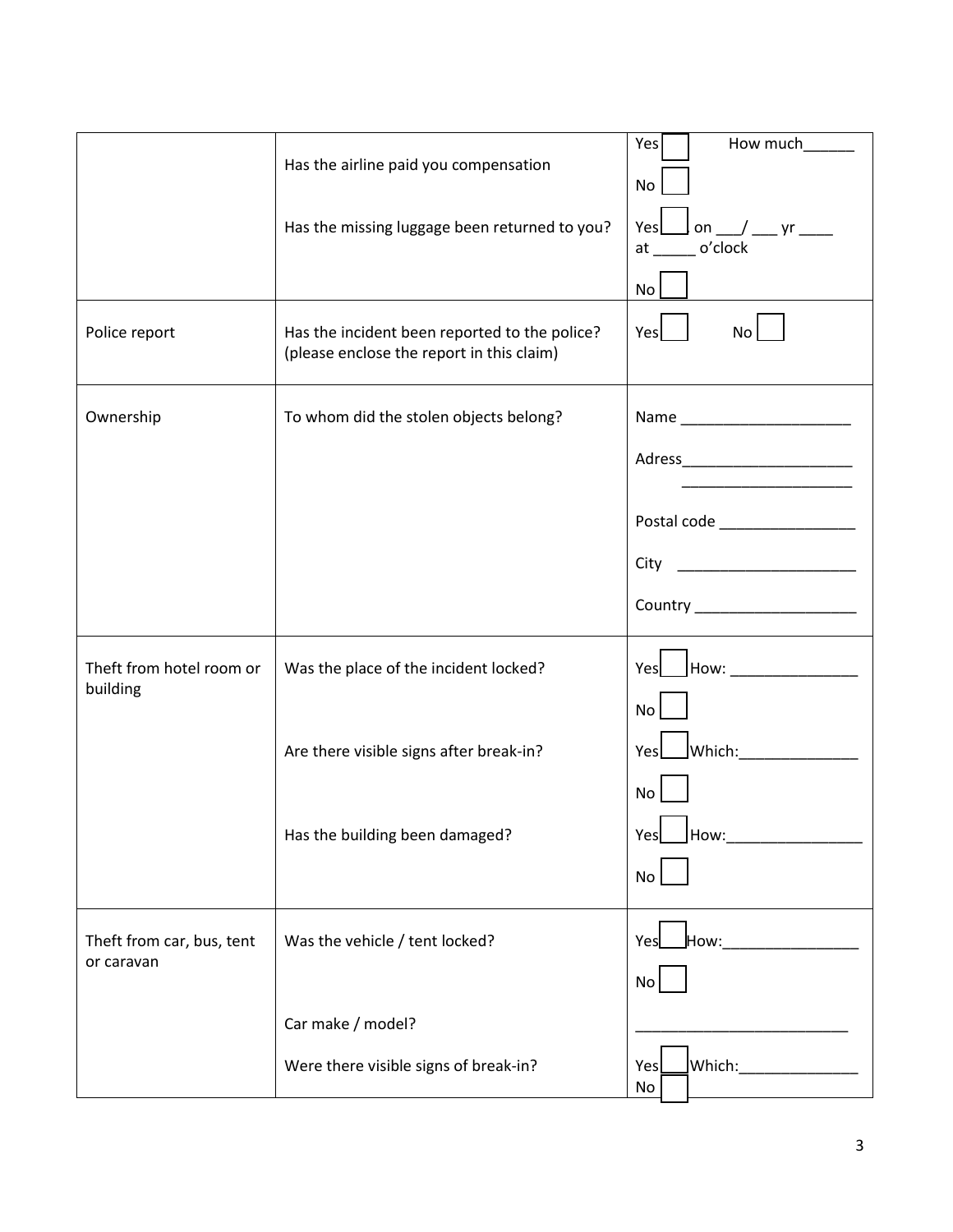| | | |
|---|---|---|
| | Has the airline paid you compensation | Yes ☐ How much______<br>No ☐ |
| | Has the missing luggage been returned to you? | Yes ☐ on ___/ ___ yr ____ at _____ o'clock<br>No ☐ |
| Police report | Has the incident been reported to the police? (please enclose the report in this claim) | Yes ☐ No ☐ |
| Ownership | To whom did the stolen objects belong? | Name ____________________<br>Adress____________________<br>____________________<br>Postal code ________________<br>City ____________________<br>Country ___________________ |
| Theft from hotel room or building | Was the place of the incident locked? | Yes ☐ How: _______________<br>No ☐ |
| | Are there visible signs after break-in? | Yes ☐ Which:______________<br>No ☐ |
| | Has the building been damaged? | Yes ☐ How:________________<br>No ☐ |
| Theft from car, bus, tent or caravan | Was the vehicle / tent locked? | Yes ☐ How:________________<br>No ☐ |
| | Car make / model? | _________________________ |
| | Were there visible signs of break-in? | Yes ☐ Which:______________<br>No ☐ |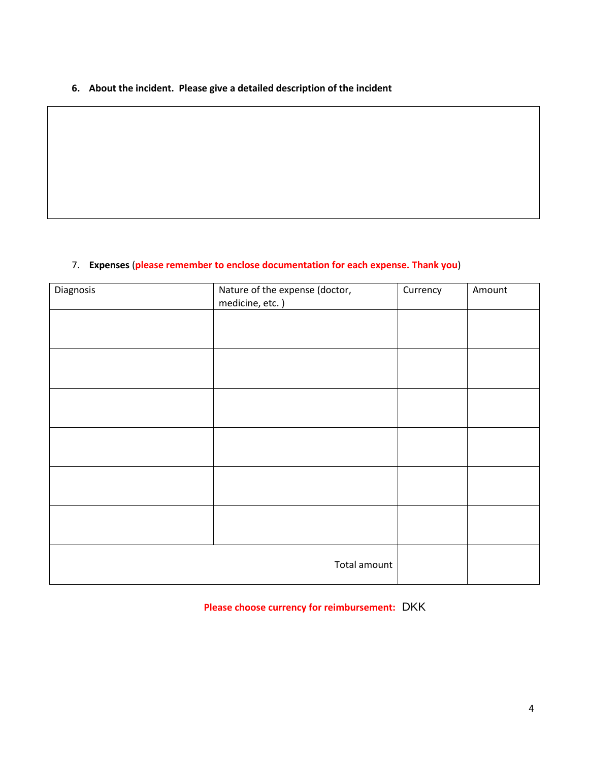**6. About the incident. Please give a detailed description of the incident**

|   |
|---|
|   |

7. **Expenses** (**please remember to enclose documentation for each expense. Thank you**)

| Diagnosis | Nature of the expense (doctor, medicine, etc. ) | Currency | Amount |
|---|---|---|---|
| | | | |
| | | | |
| | | | |
| | | | |
| | | | |
| | | | |
| | Total amount | | |

**Please choose currency for reimbursement:** DKK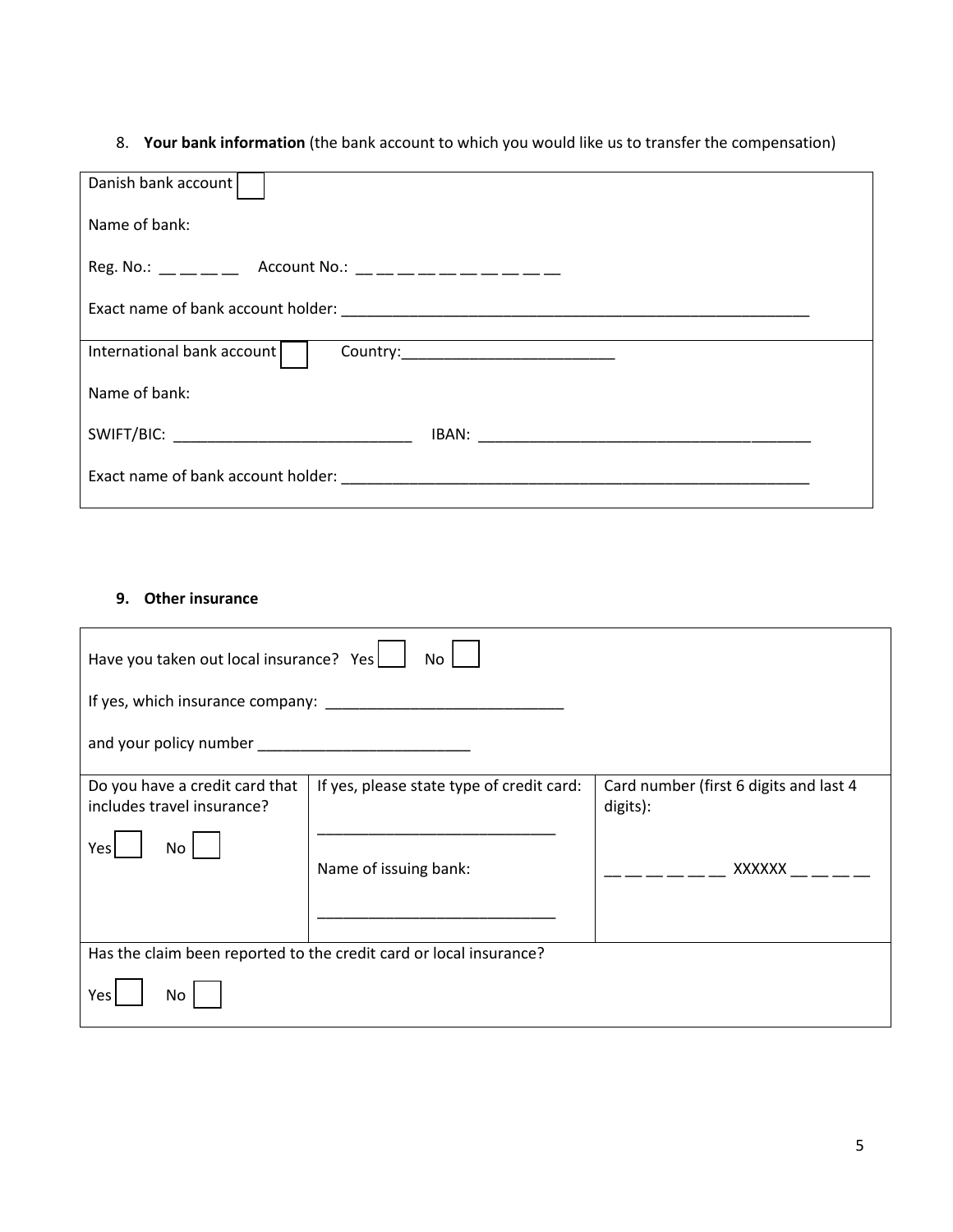8. **Your bank information** (the bank account to which you would like us to transfer the compensation)

| |
|---|
| Danish bank account ☐<br><br>Name of bank:<br><br>Reg. No.: __ __ __ __ Account No.: __ __ __ __ __ __ __ __ __ __<br><br>Exact name of bank account holder: ___________________________________________________________ |
| International bank account ☐ Country:__________________________<br><br>Name of bank:<br><br>SWIFT/BIC: _____________________________ IBAN: __________________________________________<br><br>Exact name of bank account holder: ___________________________________________________________ |

**9. Other insurance**

| | | |
|---|---|---|
| Have you taken out local insurance? Yes ☐ No ☐<br><br>If yes, which insurance company: ____________________________<br><br>and your policy number __________________________ | | |
| Do you have a credit card that includes travel insurance?<br><br>Yes ☐ No ☐ | If yes, please state type of credit card:<br><br>_____________________________<br><br>Name of issuing bank:<br><br>_____________________________ | Card number (first 6 digits and last 4 digits):<br><br>__ __ __ __ __ __ XXXXXX __ __ __ __ |
| Has the claim been reported to the credit card or local insurance?<br><br>Yes ☐ No ☐ | | |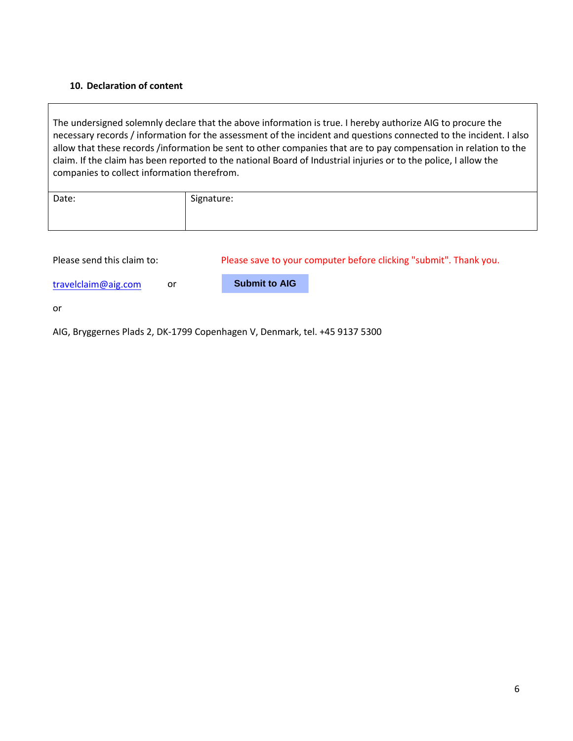### 10. Declaration of content

| | |
|---|---|
| The undersigned solemnly declare that the above information is true. I hereby authorize AIG to procure the necessary records / information for the assessment of the incident and questions connected to the incident. I also allow that these records /information be sent to other companies that are to pay compensation in relation to the claim. If the claim has been reported to the national Board of Industrial injuries or to the police, I allow the companies to collect information therefrom. | |
| Date: | Signature: |

Please send this claim to:

Please save to your computer before clicking "submit". Thank you.

travelclaim@aig.com or **Submit to AIG**

or

AIG, Bryggernes Plads 2, DK-1799 Copenhagen V, Denmark, tel. +45 9137 5300